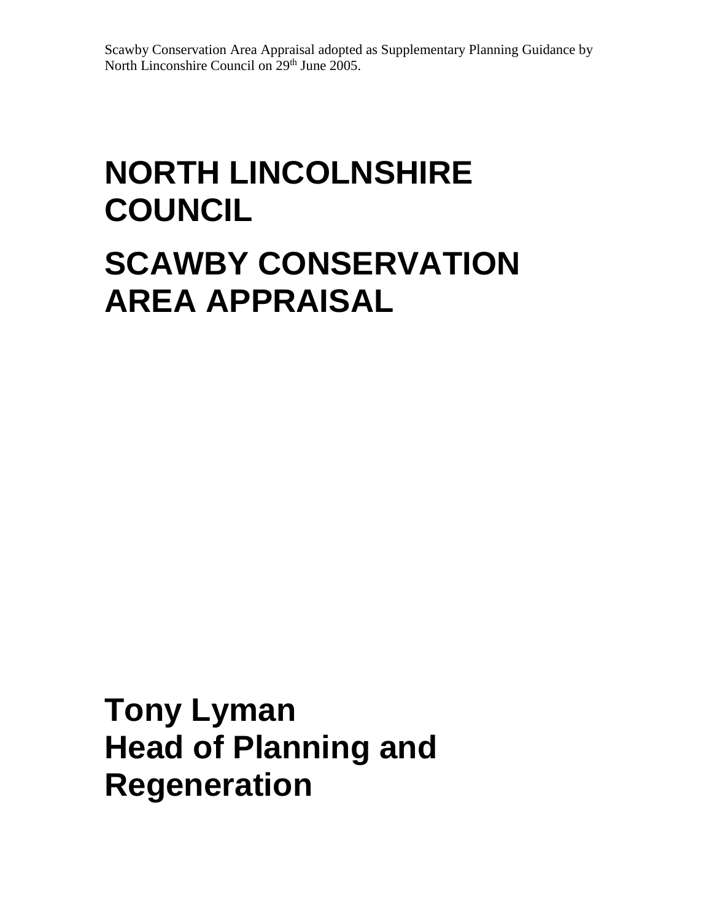Scawby Conservation Area Appraisal adopted as Supplementary Planning Guidance by North Lincolnshire Council on 29th June 2005.

# NORTH LINCOLNSHIRE COUNCIL

# SCAWBY CONSERVATION AREA APPRAISAL

**Tony Lyman**
**Head of Planning and Regeneration**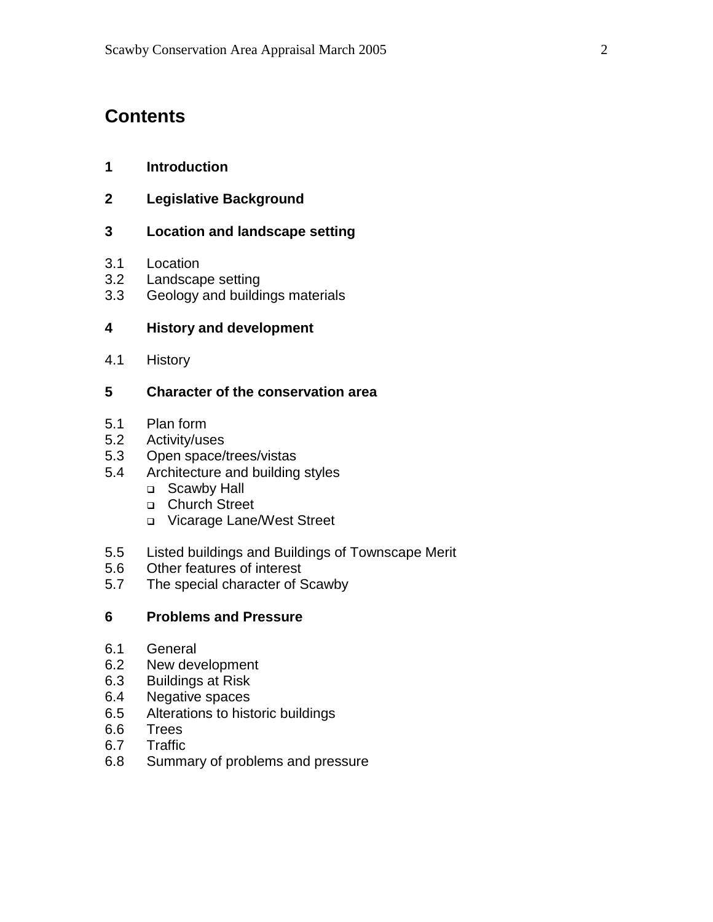# Contents

**1 Introduction**

**2 Legislative Background**

**3 Location and landscape setting**

3.1 Location
3.2 Landscape setting
3.3 Geology and buildings materials

**4 History and development**

4.1 History

**5 Character of the conservation area**

5.1 Plan form
5.2 Activity/uses
5.3 Open space/trees/vistas
5.4 Architecture and building styles
- Scawby Hall
- Church Street
- Vicarage Lane/West Street

5.5 Listed buildings and Buildings of Townscape Merit
5.6 Other features of interest
5.7 The special character of Scawby

**6 Problems and Pressure**

6.1 General
6.2 New development
6.3 Buildings at Risk
6.4 Negative spaces
6.5 Alterations to historic buildings
6.6 Trees
6.7 Traffic
6.8 Summary of problems and pressure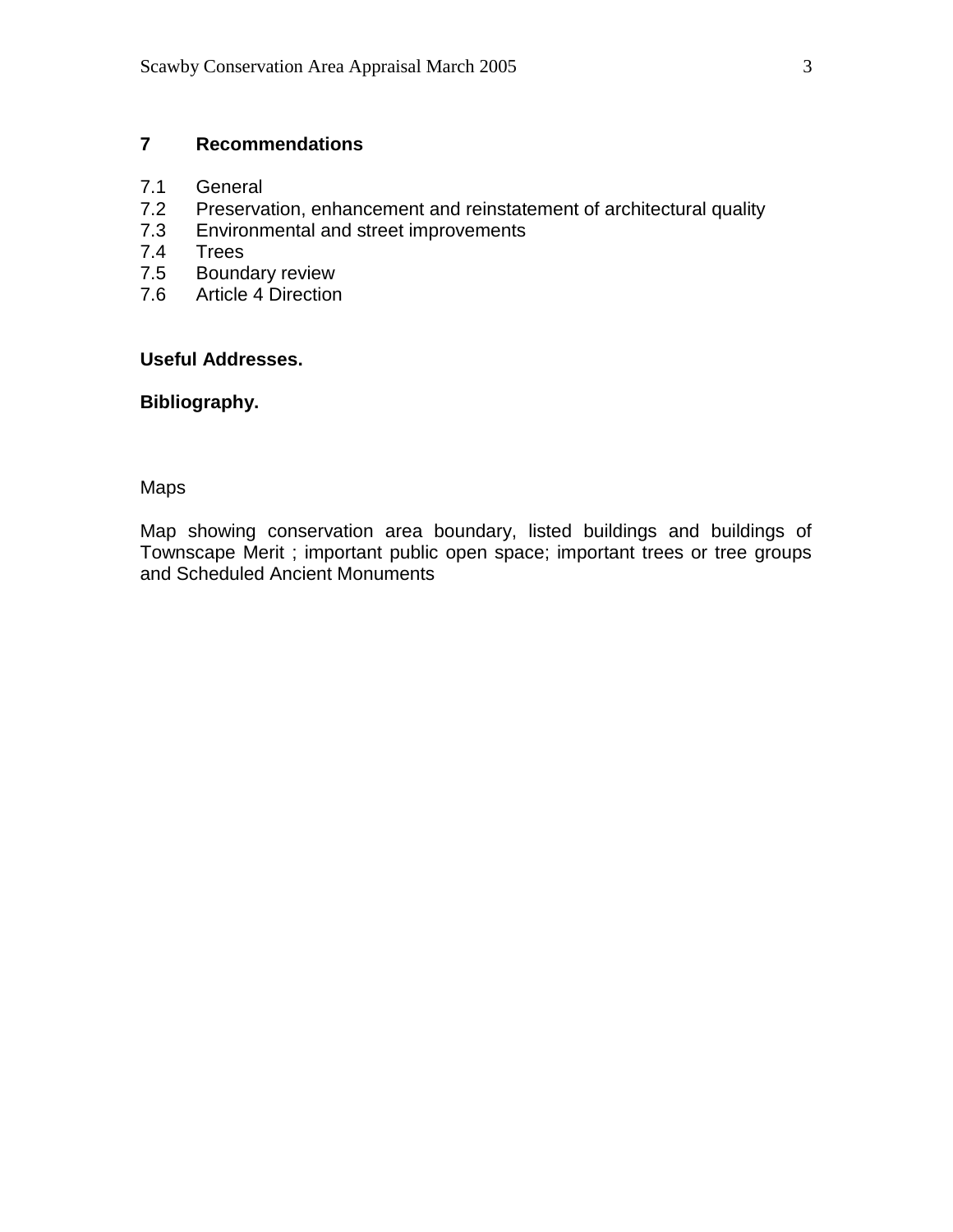## 7 Recommendations

7.1 General
7.2 Preservation, enhancement and reinstatement of architectural quality
7.3 Environmental and street improvements
7.4 Trees
7.5 Boundary review
7.6 Article 4 Direction

**Useful Addresses.**

**Bibliography.**

Maps

Map showing conservation area boundary, listed buildings and buildings of Townscape Merit ; important public open space; important trees or tree groups and Scheduled Ancient Monuments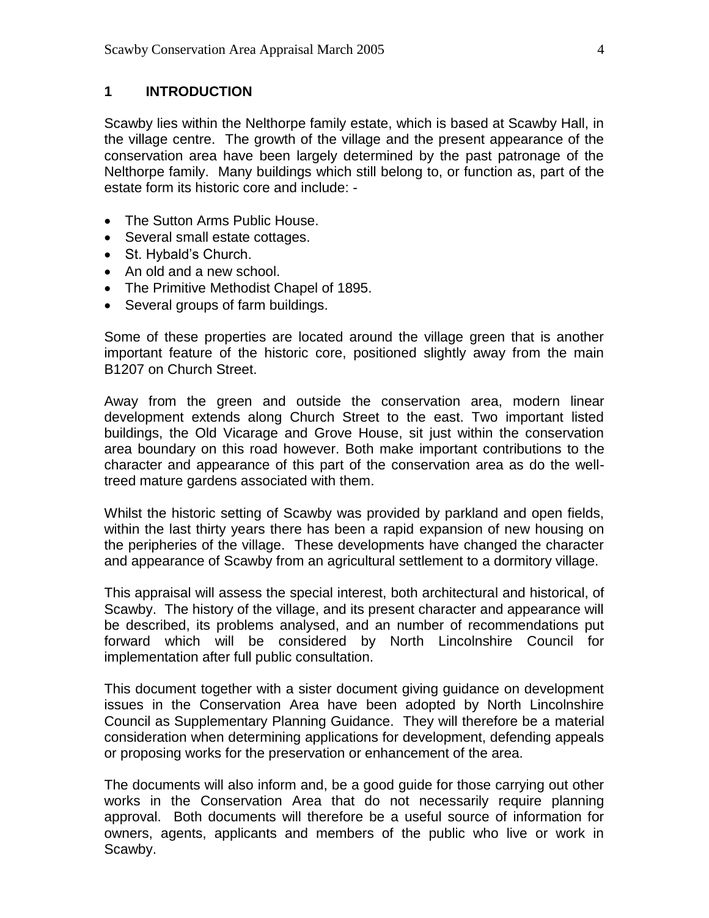## 1 INTRODUCTION

Scawby lies within the Nelthorpe family estate, which is based at Scawby Hall, in the village centre. The growth of the village and the present appearance of the conservation area have been largely determined by the past patronage of the Nelthorpe family. Many buildings which still belong to, or function as, part of the estate form its historic core and include: -

- The Sutton Arms Public House.
- Several small estate cottages.
- St. Hybald's Church.
- An old and a new school.
- The Primitive Methodist Chapel of 1895.
- Several groups of farm buildings.

Some of these properties are located around the village green that is another important feature of the historic core, positioned slightly away from the main B1207 on Church Street.

Away from the green and outside the conservation area, modern linear development extends along Church Street to the east. Two important listed buildings, the Old Vicarage and Grove House, sit just within the conservation area boundary on this road however. Both make important contributions to the character and appearance of this part of the conservation area as do the well-treed mature gardens associated with them.

Whilst the historic setting of Scawby was provided by parkland and open fields, within the last thirty years there has been a rapid expansion of new housing on the peripheries of the village. These developments have changed the character and appearance of Scawby from an agricultural settlement to a dormitory village.

This appraisal will assess the special interest, both architectural and historical, of Scawby. The history of the village, and its present character and appearance will be described, its problems analysed, and an number of recommendations put forward which will be considered by North Lincolnshire Council for implementation after full public consultation.

This document together with a sister document giving guidance on development issues in the Conservation Area have been adopted by North Lincolnshire Council as Supplementary Planning Guidance. They will therefore be a material consideration when determining applications for development, defending appeals or proposing works for the preservation or enhancement of the area.

The documents will also inform and, be a good guide for those carrying out other works in the Conservation Area that do not necessarily require planning approval. Both documents will therefore be a useful source of information for owners, agents, applicants and members of the public who live or work in Scawby.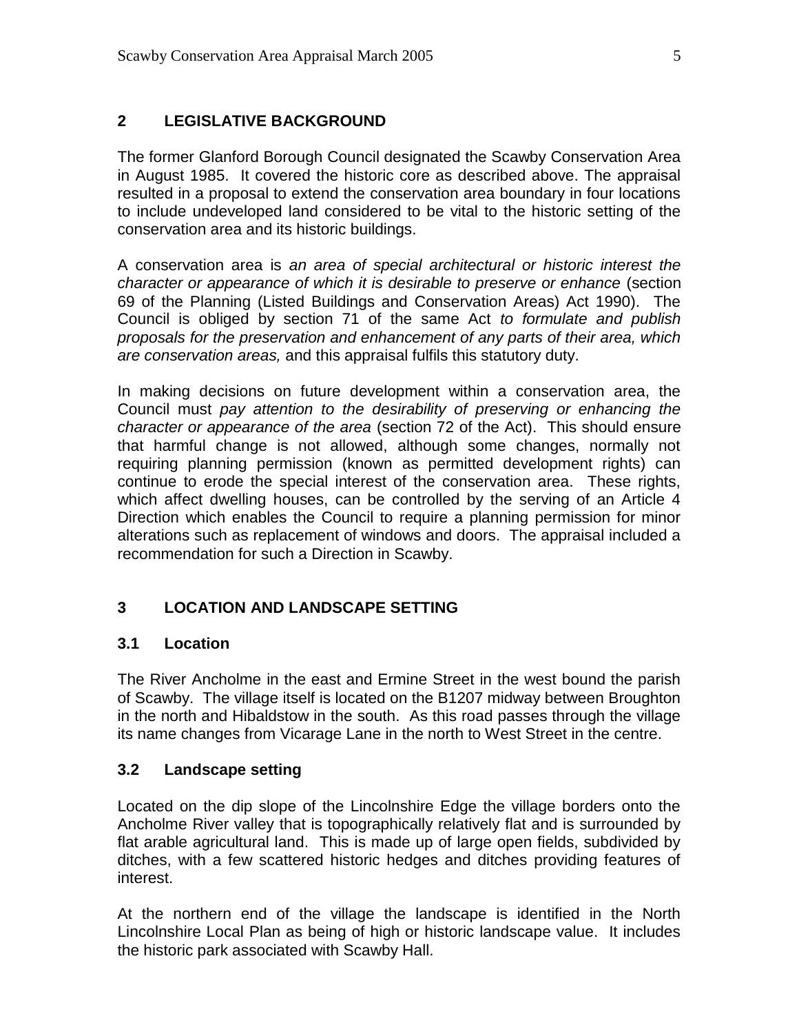## 2 LEGISLATIVE BACKGROUND

The former Glanford Borough Council designated the Scawby Conservation Area in August 1985. It covered the historic core as described above. The appraisal resulted in a proposal to extend the conservation area boundary in four locations to include undeveloped land considered to be vital to the historic setting of the conservation area and its historic buildings.

A conservation area is *an area of special architectural or historic interest the character or appearance of which it is desirable to preserve or enhance* (section 69 of the Planning (Listed Buildings and Conservation Areas) Act 1990). The Council is obliged by section 71 of the same Act *to formulate and publish proposals for the preservation and enhancement of any parts of their area, which are conservation areas,* and this appraisal fulfils this statutory duty.

In making decisions on future development within a conservation area, the Council must *pay attention to the desirability of preserving or enhancing the character or appearance of the area* (section 72 of the Act). This should ensure that harmful change is not allowed, although some changes, normally not requiring planning permission (known as permitted development rights) can continue to erode the special interest of the conservation area. These rights, which affect dwelling houses, can be controlled by the serving of an Article 4 Direction which enables the Council to require a planning permission for minor alterations such as replacement of windows and doors. The appraisal included a recommendation for such a Direction in Scawby.

## 3 LOCATION AND LANDSCAPE SETTING

### 3.1 Location

The River Ancholme in the east and Ermine Street in the west bound the parish of Scawby. The village itself is located on the B1207 midway between Broughton in the north and Hibaldstow in the south. As this road passes through the village its name changes from Vicarage Lane in the north to West Street in the centre.

### 3.2 Landscape setting

Located on the dip slope of the Lincolnshire Edge the village borders onto the Ancholme River valley that is topographically relatively flat and is surrounded by flat arable agricultural land. This is made up of large open fields, subdivided by ditches, with a few scattered historic hedges and ditches providing features of interest.

At the northern end of the village the landscape is identified in the North Lincolnshire Local Plan as being of high or historic landscape value. It includes the historic park associated with Scawby Hall.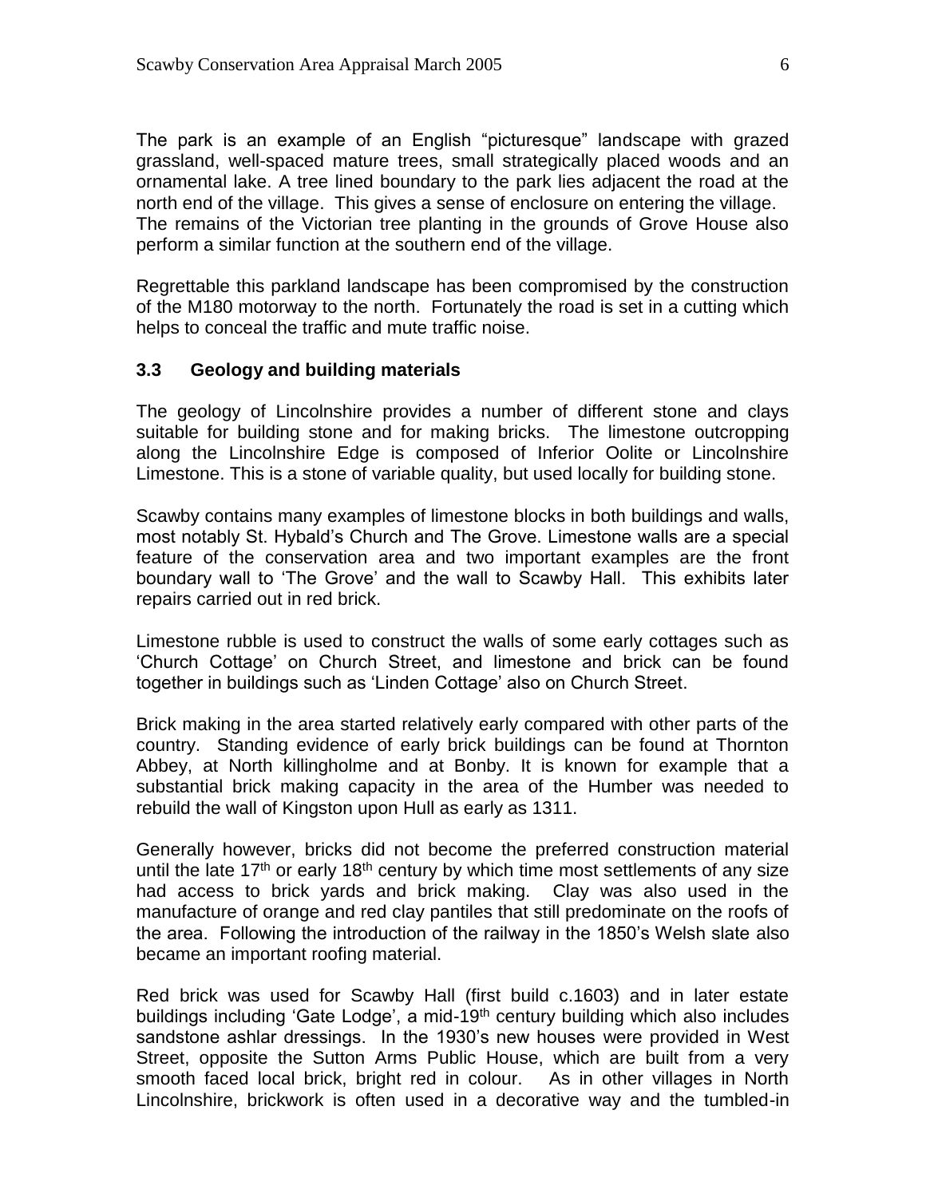The park is an example of an English "picturesque" landscape with grazed grassland, well-spaced mature trees, small strategically placed woods and an ornamental lake. A tree lined boundary to the park lies adjacent the road at the north end of the village. This gives a sense of enclosure on entering the village. The remains of the Victorian tree planting in the grounds of Grove House also perform a similar function at the southern end of the village.

Regrettable this parkland landscape has been compromised by the construction of the M180 motorway to the north. Fortunately the road is set in a cutting which helps to conceal the traffic and mute traffic noise.

### 3.3 Geology and building materials

The geology of Lincolnshire provides a number of different stone and clays suitable for building stone and for making bricks. The limestone outcropping along the Lincolnshire Edge is composed of Inferior Oolite or Lincolnshire Limestone. This is a stone of variable quality, but used locally for building stone.

Scawby contains many examples of limestone blocks in both buildings and walls, most notably St. Hybald's Church and The Grove. Limestone walls are a special feature of the conservation area and two important examples are the front boundary wall to 'The Grove' and the wall to Scawby Hall. This exhibits later repairs carried out in red brick.

Limestone rubble is used to construct the walls of some early cottages such as 'Church Cottage' on Church Street, and limestone and brick can be found together in buildings such as 'Linden Cottage' also on Church Street.

Brick making in the area started relatively early compared with other parts of the country. Standing evidence of early brick buildings can be found at Thornton Abbey, at North killingholme and at Bonby. It is known for example that a substantial brick making capacity in the area of the Humber was needed to rebuild the wall of Kingston upon Hull as early as 1311.

Generally however, bricks did not become the preferred construction material until the late 17th or early 18th century by which time most settlements of any size had access to brick yards and brick making. Clay was also used in the manufacture of orange and red clay pantiles that still predominate on the roofs of the area. Following the introduction of the railway in the 1850's Welsh slate also became an important roofing material.

Red brick was used for Scawby Hall (first build c.1603) and in later estate buildings including 'Gate Lodge', a mid-19th century building which also includes sandstone ashlar dressings. In the 1930's new houses were provided in West Street, opposite the Sutton Arms Public House, which are built from a very smooth faced local brick, bright red in colour. As in other villages in North Lincolnshire, brickwork is often used in a decorative way and the tumbled-in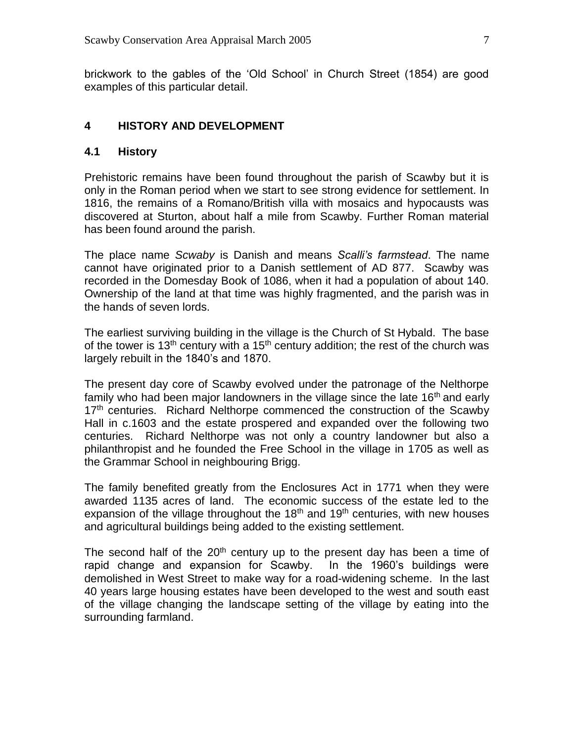brickwork to the gables of the 'Old School' in Church Street (1854) are good examples of this particular detail.

## 4 HISTORY AND DEVELOPMENT

### 4.1 History

Prehistoric remains have been found throughout the parish of Scawby but it is only in the Roman period when we start to see strong evidence for settlement. In 1816, the remains of a Romano/British villa with mosaics and hypocausts was discovered at Sturton, about half a mile from Scawby. Further Roman material has been found around the parish.

The place name *Scwaby* is Danish and means *Scalli's farmstead*. The name cannot have originated prior to a Danish settlement of AD 877. Scawby was recorded in the Domesday Book of 1086, when it had a population of about 140. Ownership of the land at that time was highly fragmented, and the parish was in the hands of seven lords.

The earliest surviving building in the village is the Church of St Hybald. The base of the tower is 13th century with a 15th century addition; the rest of the church was largely rebuilt in the 1840's and 1870.

The present day core of Scawby evolved under the patronage of the Nelthorpe family who had been major landowners in the village since the late 16th and early 17th centuries. Richard Nelthorpe commenced the construction of the Scawby Hall in c.1603 and the estate prospered and expanded over the following two centuries. Richard Nelthorpe was not only a country landowner but also a philanthropist and he founded the Free School in the village in 1705 as well as the Grammar School in neighbouring Brigg.

The family benefited greatly from the Enclosures Act in 1771 when they were awarded 1135 acres of land. The economic success of the estate led to the expansion of the village throughout the 18th and 19th centuries, with new houses and agricultural buildings being added to the existing settlement.

The second half of the 20th century up to the present day has been a time of rapid change and expansion for Scawby. In the 1960's buildings were demolished in West Street to make way for a road-widening scheme. In the last 40 years large housing estates have been developed to the west and south east of the village changing the landscape setting of the village by eating into the surrounding farmland.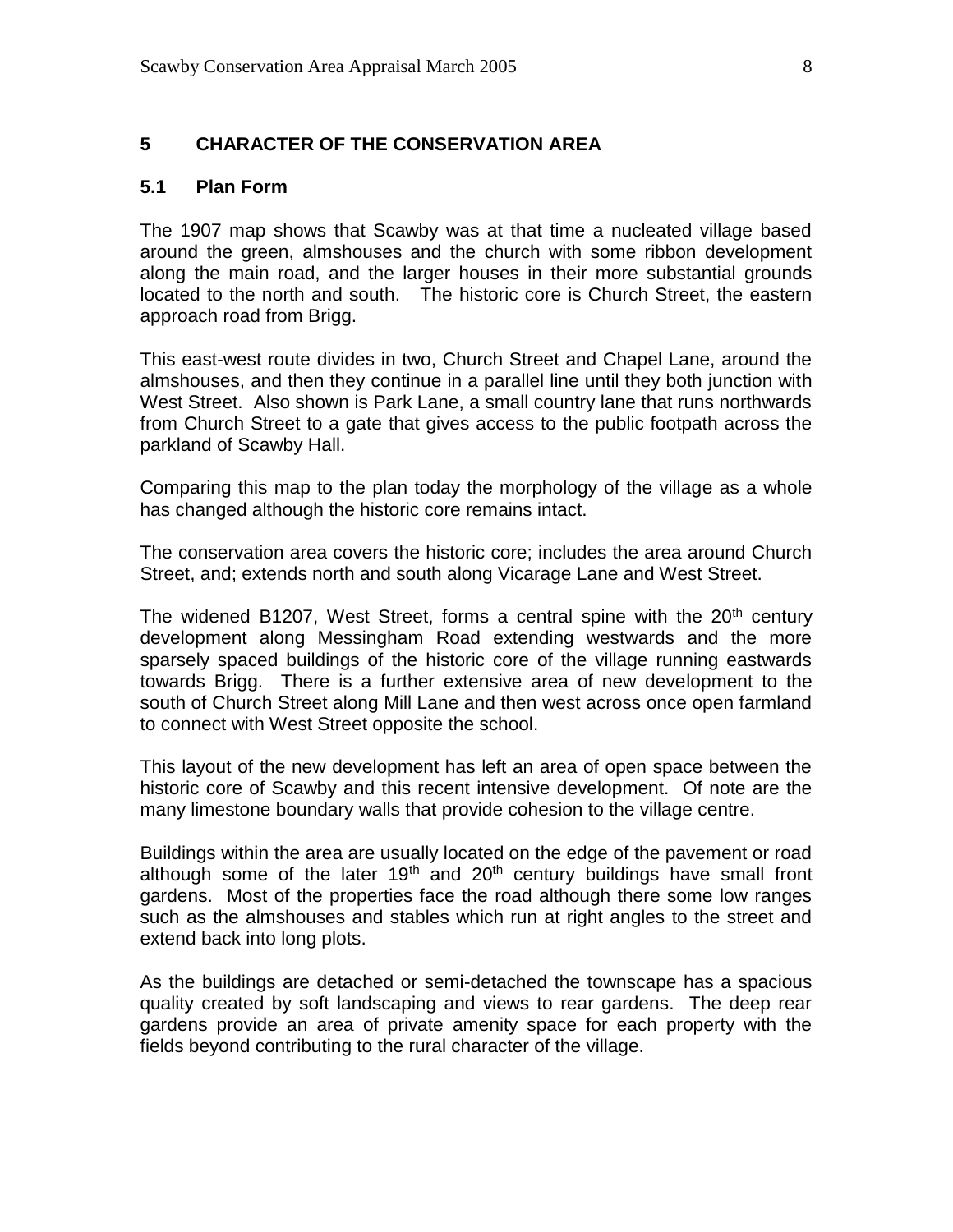## 5 CHARACTER OF THE CONSERVATION AREA

### 5.1 Plan Form

The 1907 map shows that Scawby was at that time a nucleated village based around the green, almshouses and the church with some ribbon development along the main road, and the larger houses in their more substantial grounds located to the north and south. The historic core is Church Street, the eastern approach road from Brigg.

This east-west route divides in two, Church Street and Chapel Lane, around the almshouses, and then they continue in a parallel line until they both junction with West Street. Also shown is Park Lane, a small country lane that runs northwards from Church Street to a gate that gives access to the public footpath across the parkland of Scawby Hall.

Comparing this map to the plan today the morphology of the village as a whole has changed although the historic core remains intact.

The conservation area covers the historic core; includes the area around Church Street, and; extends north and south along Vicarage Lane and West Street.

The widened B1207, West Street, forms a central spine with the 20th century development along Messingham Road extending westwards and the more sparsely spaced buildings of the historic core of the village running eastwards towards Brigg. There is a further extensive area of new development to the south of Church Street along Mill Lane and then west across once open farmland to connect with West Street opposite the school.

This layout of the new development has left an area of open space between the historic core of Scawby and this recent intensive development. Of note are the many limestone boundary walls that provide cohesion to the village centre.

Buildings within the area are usually located on the edge of the pavement or road although some of the later 19th and 20th century buildings have small front gardens. Most of the properties face the road although there some low ranges such as the almshouses and stables which run at right angles to the street and extend back into long plots.

As the buildings are detached or semi-detached the townscape has a spacious quality created by soft landscaping and views to rear gardens. The deep rear gardens provide an area of private amenity space for each property with the fields beyond contributing to the rural character of the village.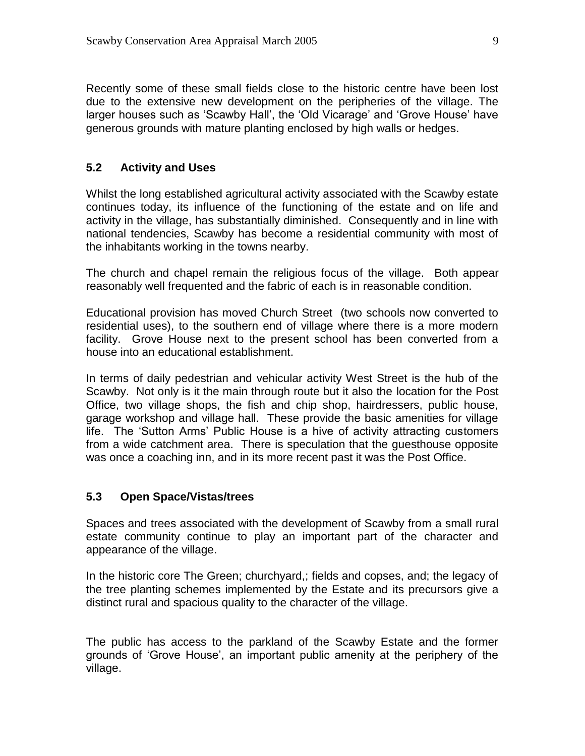Recently some of these small fields close to the historic centre have been lost due to the extensive new development on the peripheries of the village. The larger houses such as 'Scawby Hall', the 'Old Vicarage' and 'Grove House' have generous grounds with mature planting enclosed by high walls or hedges.

## 5.2 Activity and Uses

Whilst the long established agricultural activity associated with the Scawby estate continues today, its influence of the functioning of the estate and on life and activity in the village, has substantially diminished. Consequently and in line with national tendencies, Scawby has become a residential community with most of the inhabitants working in the towns nearby.

The church and chapel remain the religious focus of the village. Both appear reasonably well frequented and the fabric of each is in reasonable condition.

Educational provision has moved Church Street (two schools now converted to residential uses), to the southern end of village where there is a more modern facility. Grove House next to the present school has been converted from a house into an educational establishment.

In terms of daily pedestrian and vehicular activity West Street is the hub of the Scawby. Not only is it the main through route but it also the location for the Post Office, two village shops, the fish and chip shop, hairdressers, public house, garage workshop and village hall. These provide the basic amenities for village life. The 'Sutton Arms' Public House is a hive of activity attracting customers from a wide catchment area. There is speculation that the guesthouse opposite was once a coaching inn, and in its more recent past it was the Post Office.

## 5.3 Open Space/Vistas/trees

Spaces and trees associated with the development of Scawby from a small rural estate community continue to play an important part of the character and appearance of the village.

In the historic core The Green; churchyard,; fields and copses, and; the legacy of the tree planting schemes implemented by the Estate and its precursors give a distinct rural and spacious quality to the character of the village.

The public has access to the parkland of the Scawby Estate and the former grounds of 'Grove House', an important public amenity at the periphery of the village.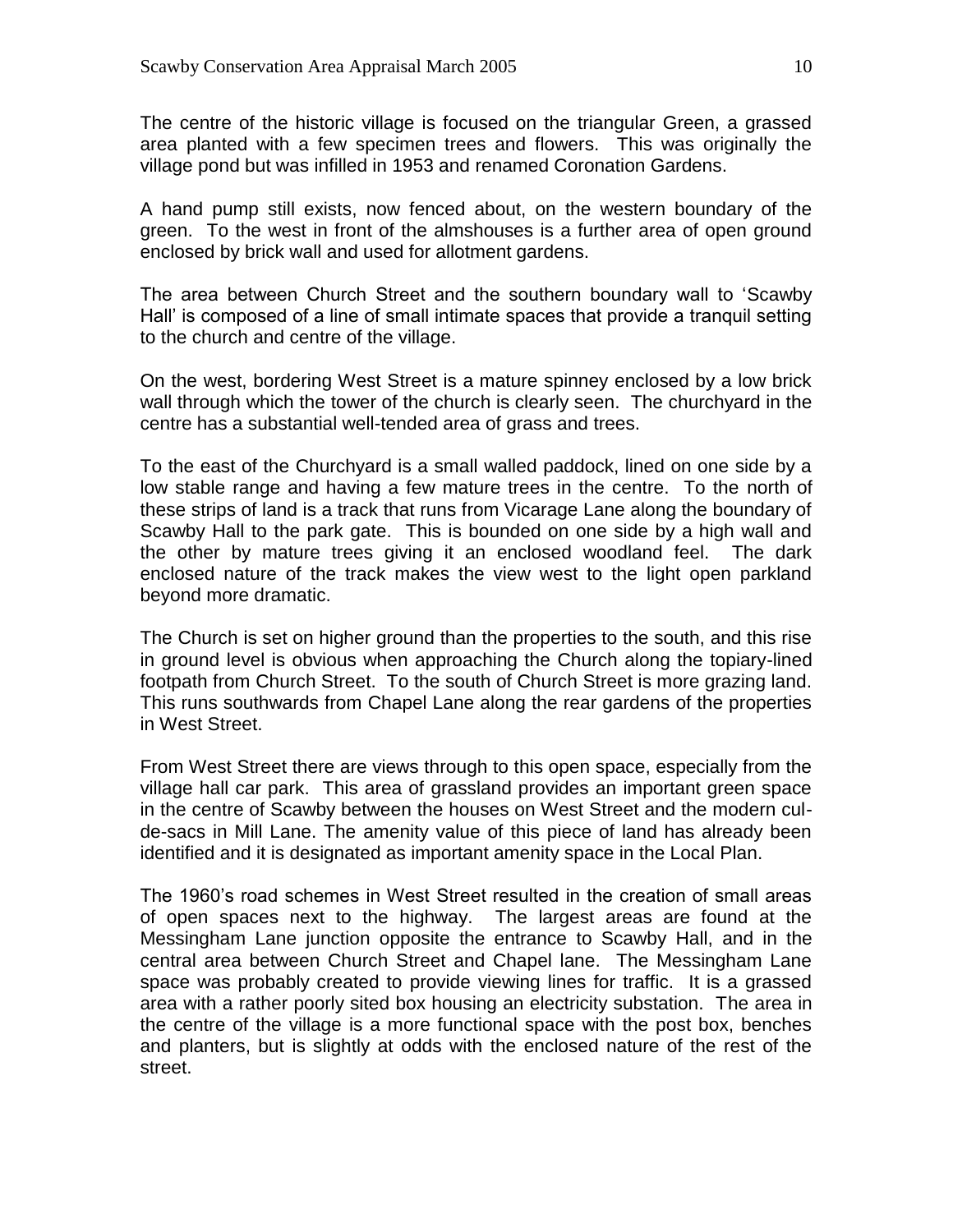The centre of the historic village is focused on the triangular Green, a grassed area planted with a few specimen trees and flowers. This was originally the village pond but was infilled in 1953 and renamed Coronation Gardens.

A hand pump still exists, now fenced about, on the western boundary of the green. To the west in front of the almshouses is a further area of open ground enclosed by brick wall and used for allotment gardens.

The area between Church Street and the southern boundary wall to 'Scawby Hall' is composed of a line of small intimate spaces that provide a tranquil setting to the church and centre of the village.

On the west, bordering West Street is a mature spinney enclosed by a low brick wall through which the tower of the church is clearly seen. The churchyard in the centre has a substantial well-tended area of grass and trees.

To the east of the Churchyard is a small walled paddock, lined on one side by a low stable range and having a few mature trees in the centre. To the north of these strips of land is a track that runs from Vicarage Lane along the boundary of Scawby Hall to the park gate. This is bounded on one side by a high wall and the other by mature trees giving it an enclosed woodland feel. The dark enclosed nature of the track makes the view west to the light open parkland beyond more dramatic.

The Church is set on higher ground than the properties to the south, and this rise in ground level is obvious when approaching the Church along the topiary-lined footpath from Church Street. To the south of Church Street is more grazing land. This runs southwards from Chapel Lane along the rear gardens of the properties in West Street.

From West Street there are views through to this open space, especially from the village hall car park. This area of grassland provides an important green space in the centre of Scawby between the houses on West Street and the modern cul-de-sacs in Mill Lane. The amenity value of this piece of land has already been identified and it is designated as important amenity space in the Local Plan.

The 1960's road schemes in West Street resulted in the creation of small areas of open spaces next to the highway. The largest areas are found at the Messingham Lane junction opposite the entrance to Scawby Hall, and in the central area between Church Street and Chapel lane. The Messingham Lane space was probably created to provide viewing lines for traffic. It is a grassed area with a rather poorly sited box housing an electricity substation. The area in the centre of the village is a more functional space with the post box, benches and planters, but is slightly at odds with the enclosed nature of the rest of the street.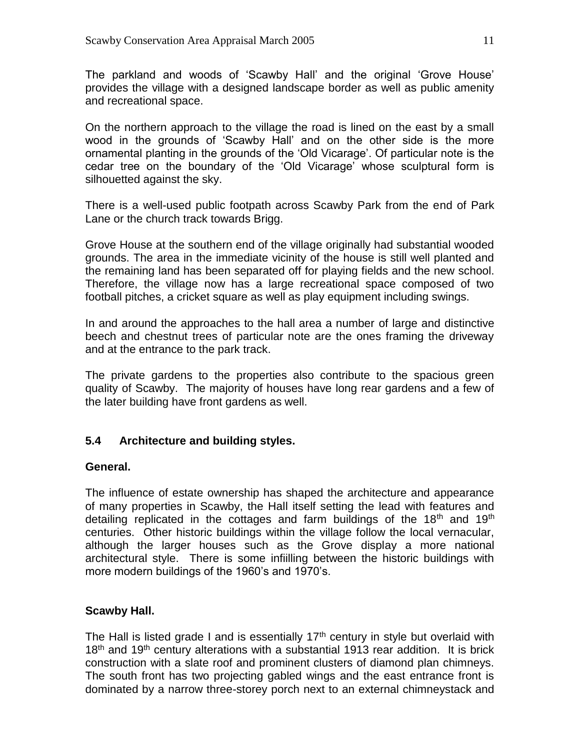The parkland and woods of 'Scawby Hall' and the original 'Grove House' provides the village with a designed landscape border as well as public amenity and recreational space.

On the northern approach to the village the road is lined on the east by a small wood in the grounds of 'Scawby Hall' and on the other side is the more ornamental planting in the grounds of the 'Old Vicarage'. Of particular note is the cedar tree on the boundary of the 'Old Vicarage' whose sculptural form is silhouetted against the sky.

There is a well-used public footpath across Scawby Park from the end of Park Lane or the church track towards Brigg.

Grove House at the southern end of the village originally had substantial wooded grounds. The area in the immediate vicinity of the house is still well planted and the remaining land has been separated off for playing fields and the new school. Therefore, the village now has a large recreational space composed of two football pitches, a cricket square as well as play equipment including swings.

In and around the approaches to the hall area a number of large and distinctive beech and chestnut trees of particular note are the ones framing the driveway and at the entrance to the park track.

The private gardens to the properties also contribute to the spacious green quality of Scawby. The majority of houses have long rear gardens and a few of the later building have front gardens as well.

## 5.4 Architecture and building styles.

### General.

The influence of estate ownership has shaped the architecture and appearance of many properties in Scawby, the Hall itself setting the lead with features and detailing replicated in the cottages and farm buildings of the 18th and 19th centuries. Other historic buildings within the village follow the local vernacular, although the larger houses such as the Grove display a more national architectural style. There is some infiilling between the historic buildings with more modern buildings of the 1960's and 1970's.

### Scawby Hall.

The Hall is listed grade I and is essentially 17th century in style but overlaid with 18th and 19th century alterations with a substantial 1913 rear addition. It is brick construction with a slate roof and prominent clusters of diamond plan chimneys. The south front has two projecting gabled wings and the east entrance front is dominated by a narrow three-storey porch next to an external chimneystack and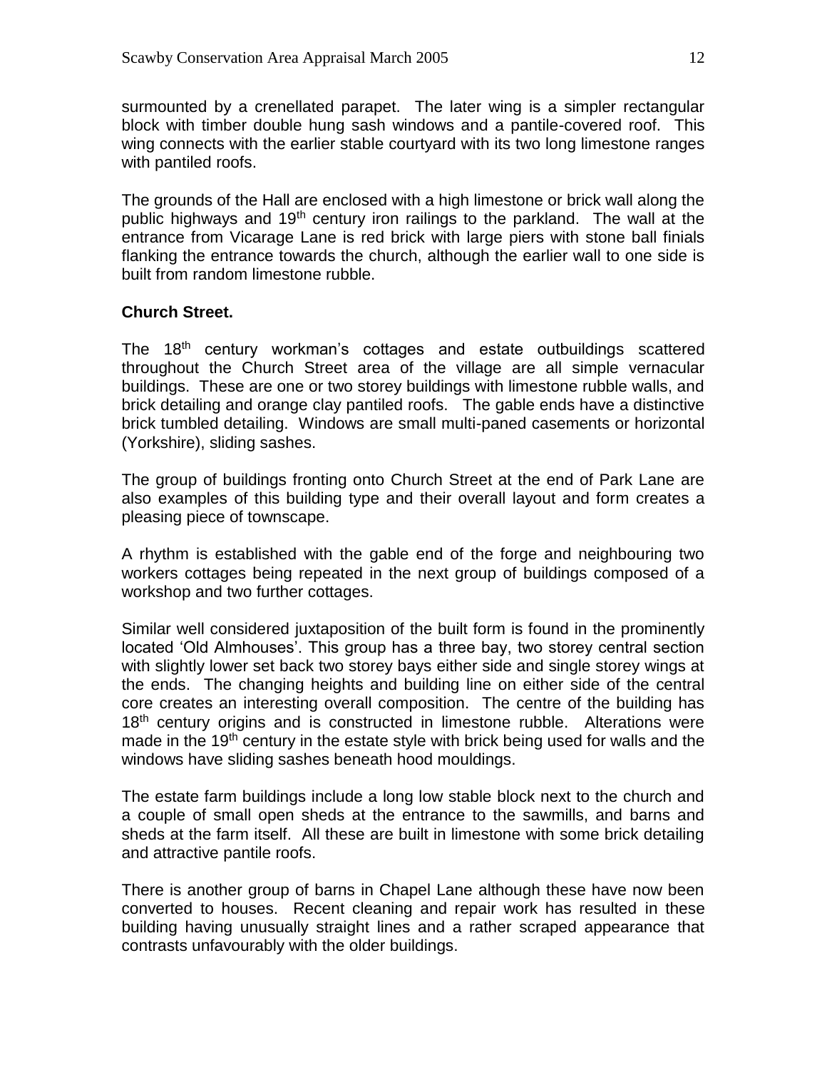surmounted by a crenellated parapet. The later wing is a simpler rectangular block with timber double hung sash windows and a pantile-covered roof. This wing connects with the earlier stable courtyard with its two long limestone ranges with pantiled roofs.

The grounds of the Hall are enclosed with a high limestone or brick wall along the public highways and 19th century iron railings to the parkland. The wall at the entrance from Vicarage Lane is red brick with large piers with stone ball finials flanking the entrance towards the church, although the earlier wall to one side is built from random limestone rubble.

**Church Street.**

The 18th century workman's cottages and estate outbuildings scattered throughout the Church Street area of the village are all simple vernacular buildings. These are one or two storey buildings with limestone rubble walls, and brick detailing and orange clay pantiled roofs. The gable ends have a distinctive brick tumbled detailing. Windows are small multi-paned casements or horizontal (Yorkshire), sliding sashes.

The group of buildings fronting onto Church Street at the end of Park Lane are also examples of this building type and their overall layout and form creates a pleasing piece of townscape.

A rhythm is established with the gable end of the forge and neighbouring two workers cottages being repeated in the next group of buildings composed of a workshop and two further cottages.

Similar well considered juxtaposition of the built form is found in the prominently located 'Old Almhouses'. This group has a three bay, two storey central section with slightly lower set back two storey bays either side and single storey wings at the ends. The changing heights and building line on either side of the central core creates an interesting overall composition. The centre of the building has 18th century origins and is constructed in limestone rubble. Alterations were made in the 19th century in the estate style with brick being used for walls and the windows have sliding sashes beneath hood mouldings.

The estate farm buildings include a long low stable block next to the church and a couple of small open sheds at the entrance to the sawmills, and barns and sheds at the farm itself. All these are built in limestone with some brick detailing and attractive pantile roofs.

There is another group of barns in Chapel Lane although these have now been converted to houses. Recent cleaning and repair work has resulted in these building having unusually straight lines and a rather scraped appearance that contrasts unfavourably with the older buildings.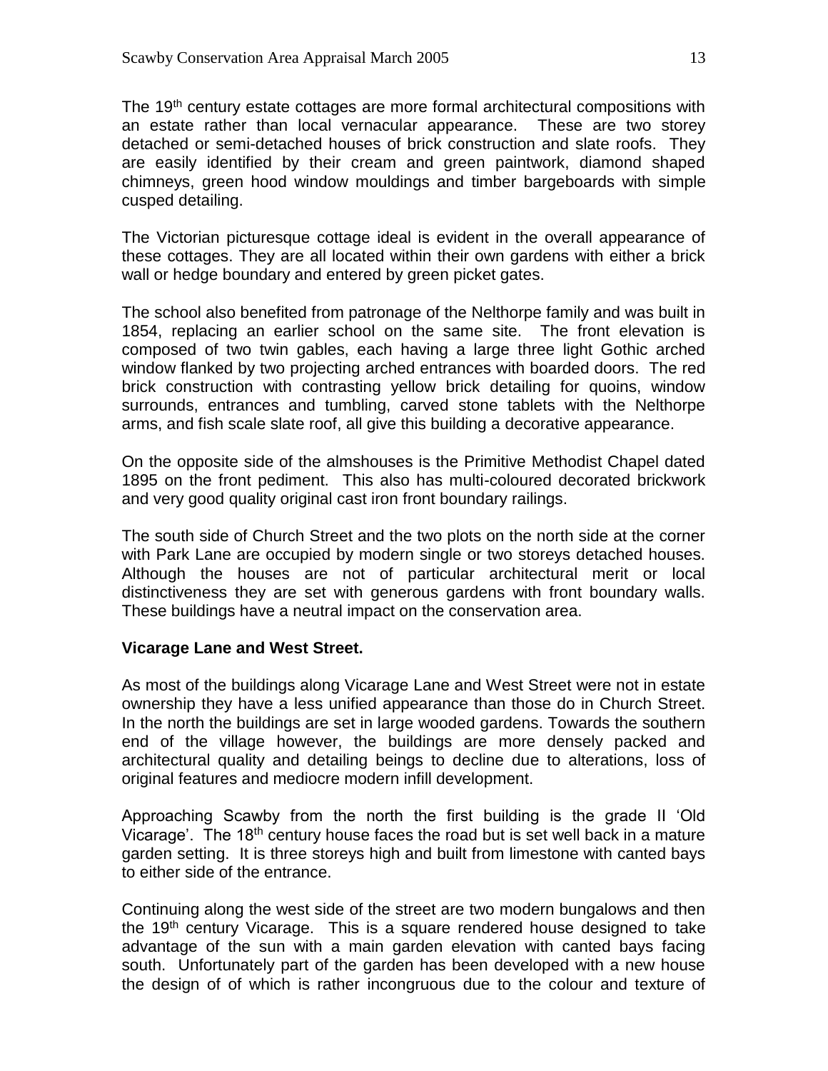The 19th century estate cottages are more formal architectural compositions with an estate rather than local vernacular appearance. These are two storey detached or semi-detached houses of brick construction and slate roofs. They are easily identified by their cream and green paintwork, diamond shaped chimneys, green hood window mouldings and timber bargeboards with simple cusped detailing.

The Victorian picturesque cottage ideal is evident in the overall appearance of these cottages. They are all located within their own gardens with either a brick wall or hedge boundary and entered by green picket gates.

The school also benefited from patronage of the Nelthorpe family and was built in 1854, replacing an earlier school on the same site. The front elevation is composed of two twin gables, each having a large three light Gothic arched window flanked by two projecting arched entrances with boarded doors. The red brick construction with contrasting yellow brick detailing for quoins, window surrounds, entrances and tumbling, carved stone tablets with the Nelthorpe arms, and fish scale slate roof, all give this building a decorative appearance.

On the opposite side of the almshouses is the Primitive Methodist Chapel dated 1895 on the front pediment. This also has multi-coloured decorated brickwork and very good quality original cast iron front boundary railings.

The south side of Church Street and the two plots on the north side at the corner with Park Lane are occupied by modern single or two storeys detached houses. Although the houses are not of particular architectural merit or local distinctiveness they are set with generous gardens with front boundary walls. These buildings have a neutral impact on the conservation area.

**Vicarage Lane and West Street.**

As most of the buildings along Vicarage Lane and West Street were not in estate ownership they have a less unified appearance than those do in Church Street. In the north the buildings are set in large wooded gardens. Towards the southern end of the village however, the buildings are more densely packed and architectural quality and detailing beings to decline due to alterations, loss of original features and mediocre modern infill development.

Approaching Scawby from the north the first building is the grade II 'Old Vicarage'. The 18th century house faces the road but is set well back in a mature garden setting. It is three storeys high and built from limestone with canted bays to either side of the entrance.

Continuing along the west side of the street are two modern bungalows and then the 19th century Vicarage. This is a square rendered house designed to take advantage of the sun with a main garden elevation with canted bays facing south. Unfortunately part of the garden has been developed with a new house the design of of which is rather incongruous due to the colour and texture of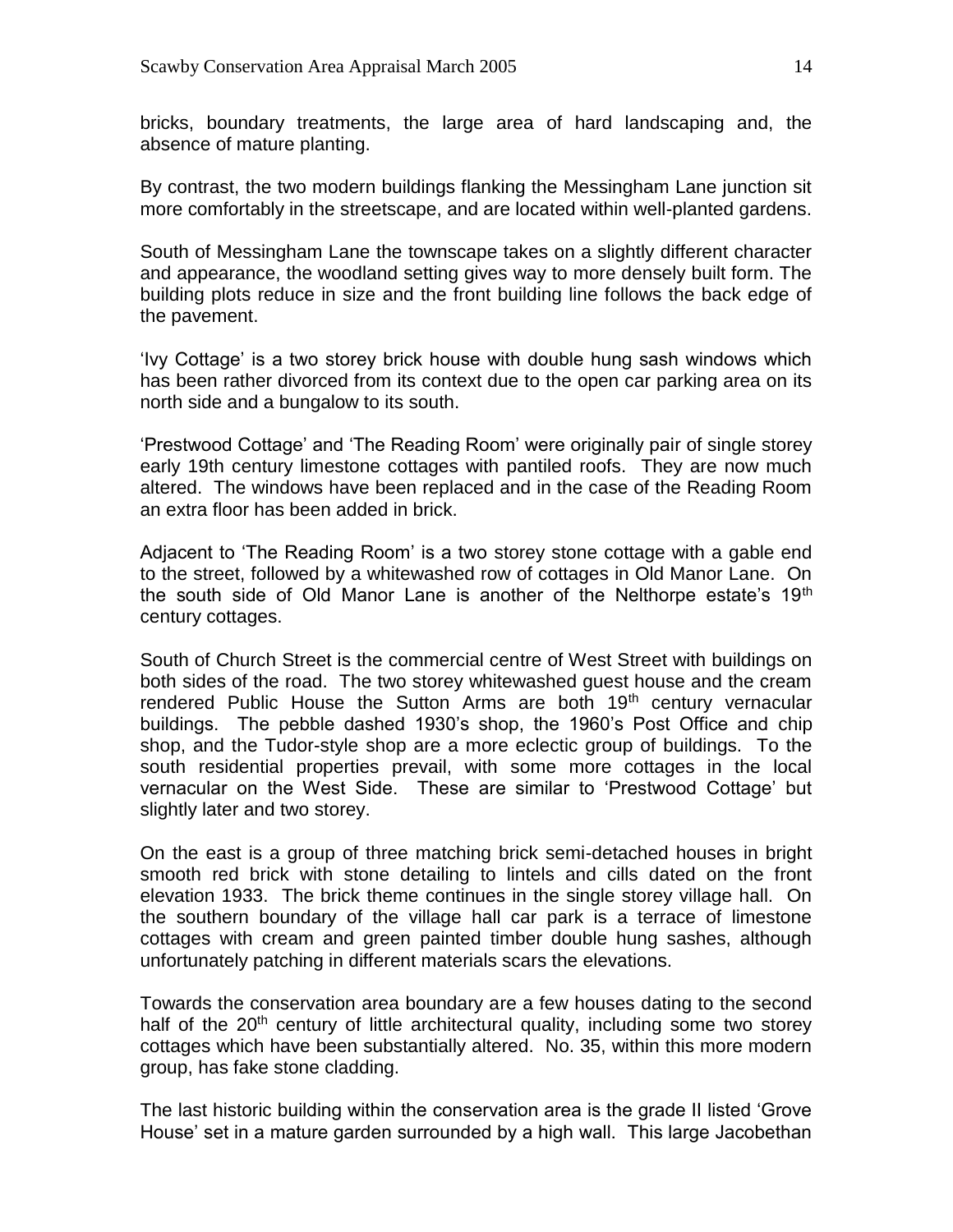bricks, boundary treatments, the large area of hard landscaping and, the absence of mature planting.

By contrast, the two modern buildings flanking the Messingham Lane junction sit more comfortably in the streetscape, and are located within well-planted gardens.

South of Messingham Lane the townscape takes on a slightly different character and appearance, the woodland setting gives way to more densely built form. The building plots reduce in size and the front building line follows the back edge of the pavement.

'Ivy Cottage' is a two storey brick house with double hung sash windows which has been rather divorced from its context due to the open car parking area on its north side and a bungalow to its south.

'Prestwood Cottage' and 'The Reading Room' were originally pair of single storey early 19th century limestone cottages with pantiled roofs. They are now much altered. The windows have been replaced and in the case of the Reading Room an extra floor has been added in brick.

Adjacent to 'The Reading Room' is a two storey stone cottage with a gable end to the street, followed by a whitewashed row of cottages in Old Manor Lane. On the south side of Old Manor Lane is another of the Nelthorpe estate's 19th century cottages.

South of Church Street is the commercial centre of West Street with buildings on both sides of the road. The two storey whitewashed guest house and the cream rendered Public House the Sutton Arms are both 19th century vernacular buildings. The pebble dashed 1930's shop, the 1960's Post Office and chip shop, and the Tudor-style shop are a more eclectic group of buildings. To the south residential properties prevail, with some more cottages in the local vernacular on the West Side. These are similar to 'Prestwood Cottage' but slightly later and two storey.

On the east is a group of three matching brick semi-detached houses in bright smooth red brick with stone detailing to lintels and cills dated on the front elevation 1933. The brick theme continues in the single storey village hall. On the southern boundary of the village hall car park is a terrace of limestone cottages with cream and green painted timber double hung sashes, although unfortunately patching in different materials scars the elevations.

Towards the conservation area boundary are a few houses dating to the second half of the 20th century of little architectural quality, including some two storey cottages which have been substantially altered. No. 35, within this more modern group, has fake stone cladding.

The last historic building within the conservation area is the grade II listed 'Grove House' set in a mature garden surrounded by a high wall. This large Jacobethan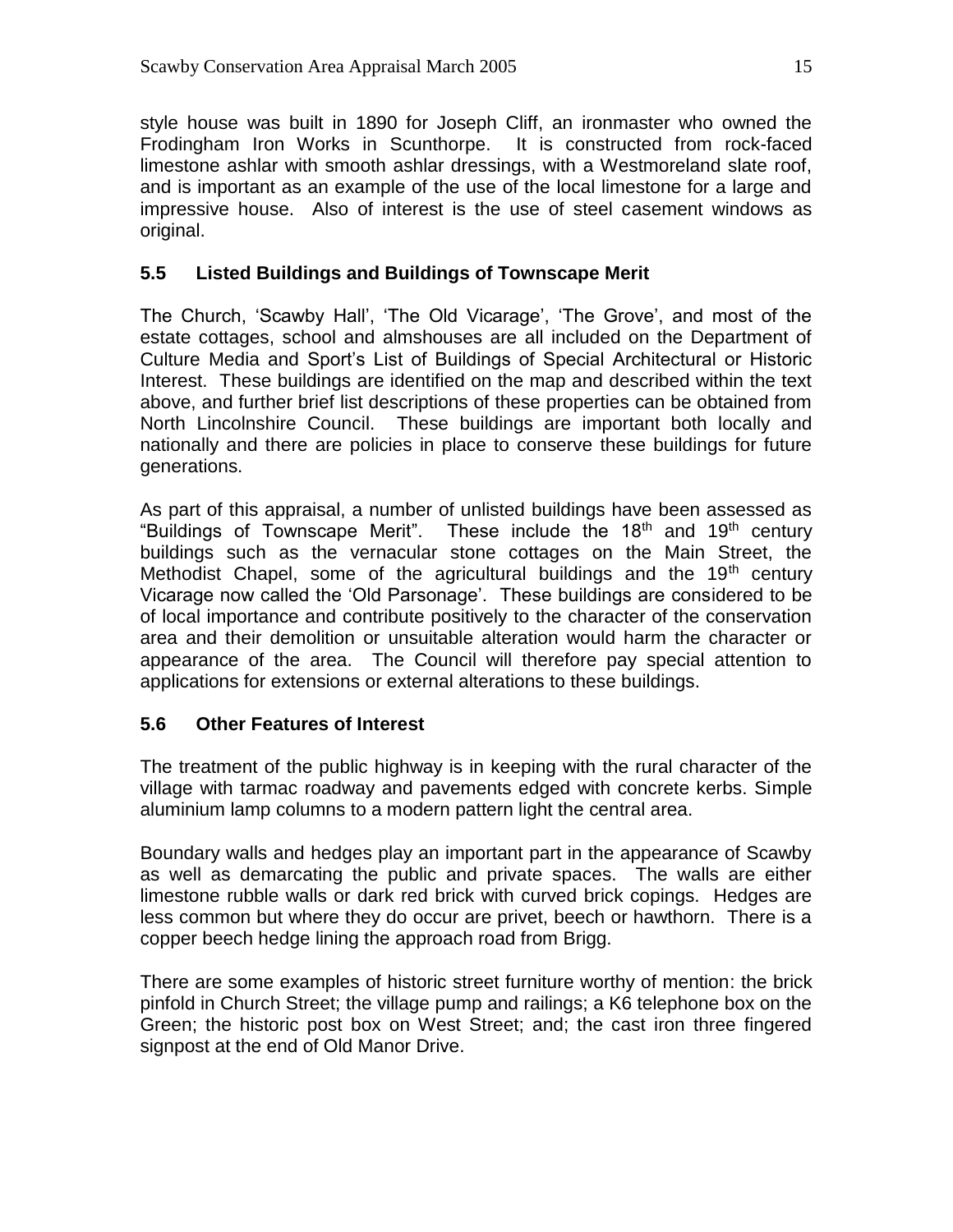style house was built in 1890 for Joseph Cliff, an ironmaster who owned the Frodingham Iron Works in Scunthorpe. It is constructed from rock-faced limestone ashlar with smooth ashlar dressings, with a Westmoreland slate roof, and is important as an example of the use of the local limestone for a large and impressive house. Also of interest is the use of steel casement windows as original.

## 5.5 Listed Buildings and Buildings of Townscape Merit

The Church, 'Scawby Hall', 'The Old Vicarage', 'The Grove', and most of the estate cottages, school and almshouses are all included on the Department of Culture Media and Sport's List of Buildings of Special Architectural or Historic Interest. These buildings are identified on the map and described within the text above, and further brief list descriptions of these properties can be obtained from North Lincolnshire Council. These buildings are important both locally and nationally and there are policies in place to conserve these buildings for future generations.

As part of this appraisal, a number of unlisted buildings have been assessed as "Buildings of Townscape Merit". These include the 18th and 19th century buildings such as the vernacular stone cottages on the Main Street, the Methodist Chapel, some of the agricultural buildings and the 19th century Vicarage now called the 'Old Parsonage'. These buildings are considered to be of local importance and contribute positively to the character of the conservation area and their demolition or unsuitable alteration would harm the character or appearance of the area. The Council will therefore pay special attention to applications for extensions or external alterations to these buildings.

## 5.6 Other Features of Interest

The treatment of the public highway is in keeping with the rural character of the village with tarmac roadway and pavements edged with concrete kerbs. Simple aluminium lamp columns to a modern pattern light the central area.

Boundary walls and hedges play an important part in the appearance of Scawby as well as demarcating the public and private spaces. The walls are either limestone rubble walls or dark red brick with curved brick copings. Hedges are less common but where they do occur are privet, beech or hawthorn. There is a copper beech hedge lining the approach road from Brigg.

There are some examples of historic street furniture worthy of mention: the brick pinfold in Church Street; the village pump and railings; a K6 telephone box on the Green; the historic post box on West Street; and; the cast iron three fingered signpost at the end of Old Manor Drive.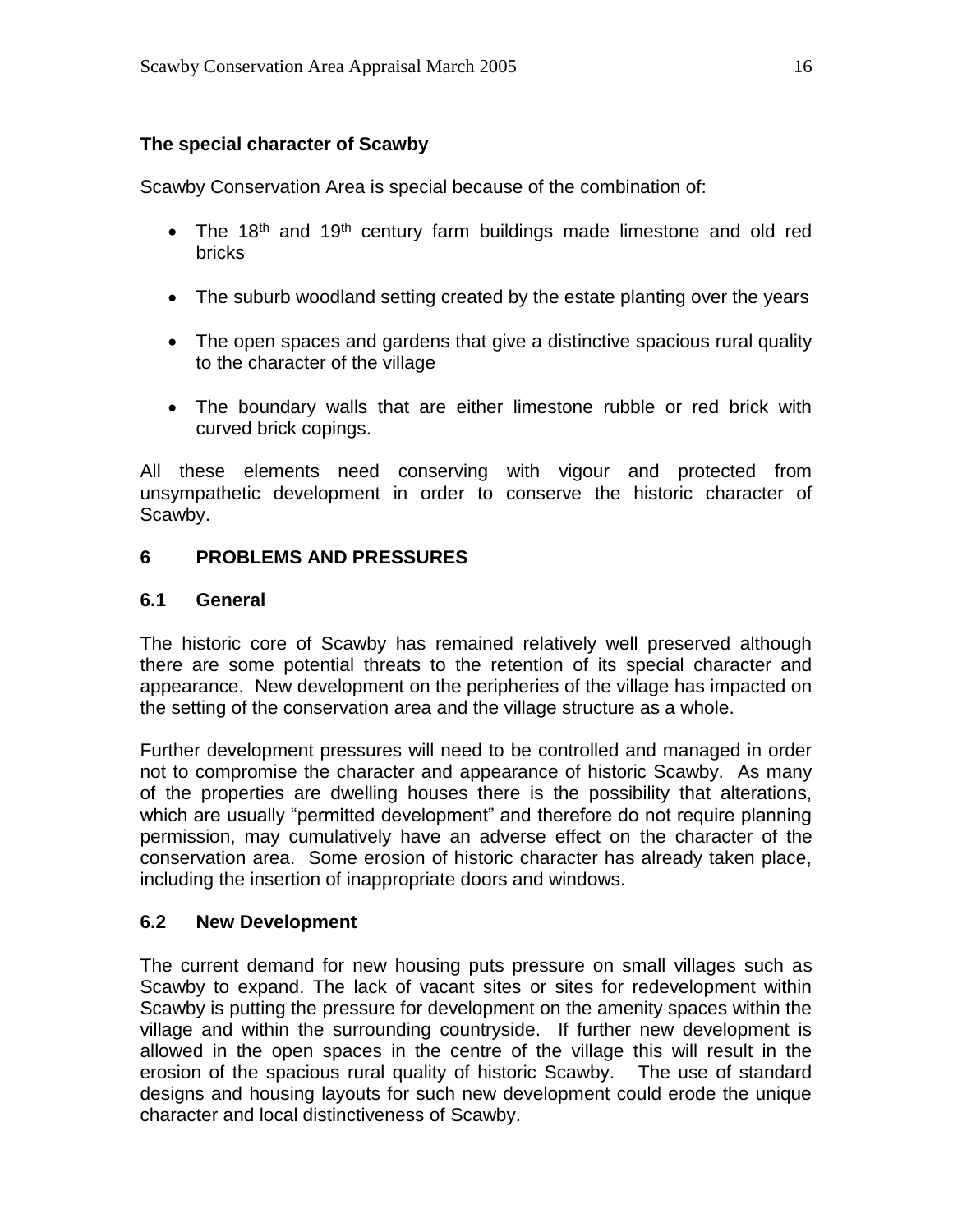**The special character of Scawby**

Scawby Conservation Area is special because of the combination of:

- The 18th and 19th century farm buildings made limestone and old red bricks
- The suburb woodland setting created by the estate planting over the years
- The open spaces and gardens that give a distinctive spacious rural quality to the character of the village
- The boundary walls that are either limestone rubble or red brick with curved brick copings.

All these elements need conserving with vigour and protected from unsympathetic development in order to conserve the historic character of Scawby.

## 6 PROBLEMS AND PRESSURES

### 6.1 General

The historic core of Scawby has remained relatively well preserved although there are some potential threats to the retention of its special character and appearance. New development on the peripheries of the village has impacted on the setting of the conservation area and the village structure as a whole.

Further development pressures will need to be controlled and managed in order not to compromise the character and appearance of historic Scawby. As many of the properties are dwelling houses there is the possibility that alterations, which are usually "permitted development" and therefore do not require planning permission, may cumulatively have an adverse effect on the character of the conservation area. Some erosion of historic character has already taken place, including the insertion of inappropriate doors and windows.

### 6.2 New Development

The current demand for new housing puts pressure on small villages such as Scawby to expand. The lack of vacant sites or sites for redevelopment within Scawby is putting the pressure for development on the amenity spaces within the village and within the surrounding countryside. If further new development is allowed in the open spaces in the centre of the village this will result in the erosion of the spacious rural quality of historic Scawby. The use of standard designs and housing layouts for such new development could erode the unique character and local distinctiveness of Scawby.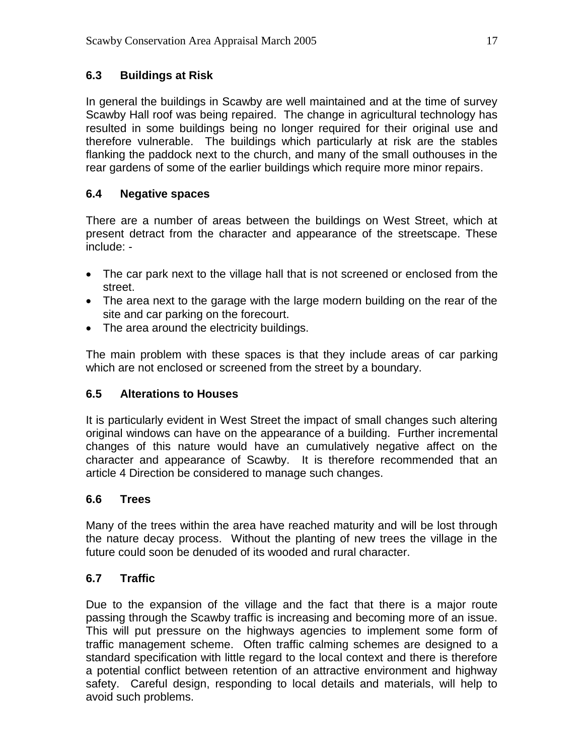### 6.3 Buildings at Risk

In general the buildings in Scawby are well maintained and at the time of survey Scawby Hall roof was being repaired. The change in agricultural technology has resulted in some buildings being no longer required for their original use and therefore vulnerable. The buildings which particularly at risk are the stables flanking the paddock next to the church, and many of the small outhouses in the rear gardens of some of the earlier buildings which require more minor repairs.

### 6.4 Negative spaces

There are a number of areas between the buildings on West Street, which at present detract from the character and appearance of the streetscape. These include: -

- The car park next to the village hall that is not screened or enclosed from the street.
- The area next to the garage with the large modern building on the rear of the site and car parking on the forecourt.
- The area around the electricity buildings.

The main problem with these spaces is that they include areas of car parking which are not enclosed or screened from the street by a boundary.

### 6.5 Alterations to Houses

It is particularly evident in West Street the impact of small changes such altering original windows can have on the appearance of a building. Further incremental changes of this nature would have an cumulatively negative affect on the character and appearance of Scawby. It is therefore recommended that an article 4 Direction be considered to manage such changes.

### 6.6 Trees

Many of the trees within the area have reached maturity and will be lost through the nature decay process. Without the planting of new trees the village in the future could soon be denuded of its wooded and rural character.

### 6.7 Traffic

Due to the expansion of the village and the fact that there is a major route passing through the Scawby traffic is increasing and becoming more of an issue. This will put pressure on the highways agencies to implement some form of traffic management scheme. Often traffic calming schemes are designed to a standard specification with little regard to the local context and there is therefore a potential conflict between retention of an attractive environment and highway safety. Careful design, responding to local details and materials, will help to avoid such problems.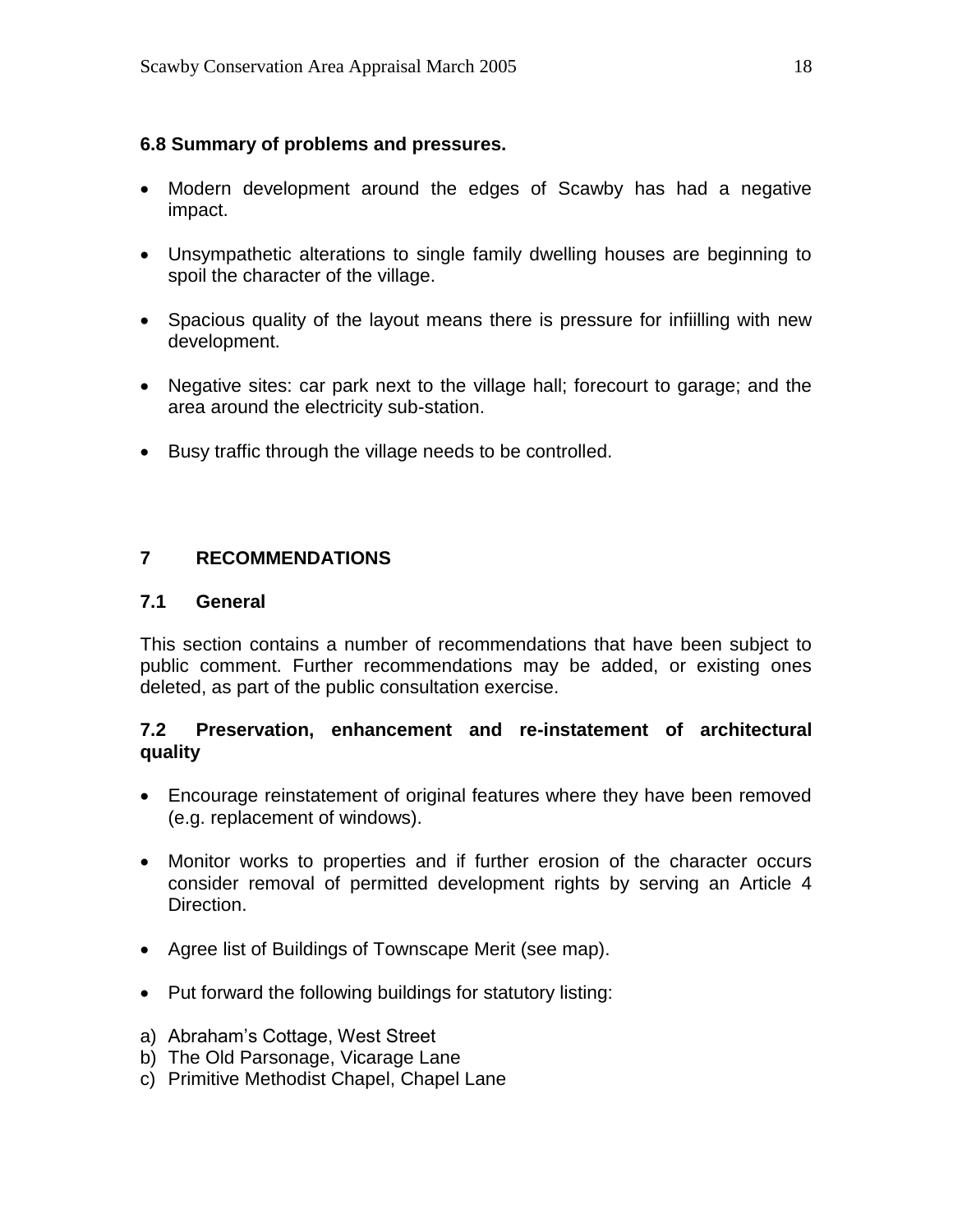### 6.8 Summary of problems and pressures.

- Modern development around the edges of Scawby has had a negative impact.
- Unsympathetic alterations to single family dwelling houses are beginning to spoil the character of the village.
- Spacious quality of the layout means there is pressure for infiilling with new development.
- Negative sites: car park next to the village hall; forecourt to garage; and the area around the electricity sub-station.
- Busy traffic through the village needs to be controlled.

## 7 RECOMMENDATIONS

### 7.1 General

This section contains a number of recommendations that have been subject to public comment. Further recommendations may be added, or existing ones deleted, as part of the public consultation exercise.

### 7.2 Preservation, enhancement and re-instatement of architectural quality

- Encourage reinstatement of original features where they have been removed (e.g. replacement of windows).
- Monitor works to properties and if further erosion of the character occurs consider removal of permitted development rights by serving an Article 4 Direction.
- Agree list of Buildings of Townscape Merit (see map).
- Put forward the following buildings for statutory listing:

a) Abraham's Cottage, West Street
b) The Old Parsonage, Vicarage Lane
c) Primitive Methodist Chapel, Chapel Lane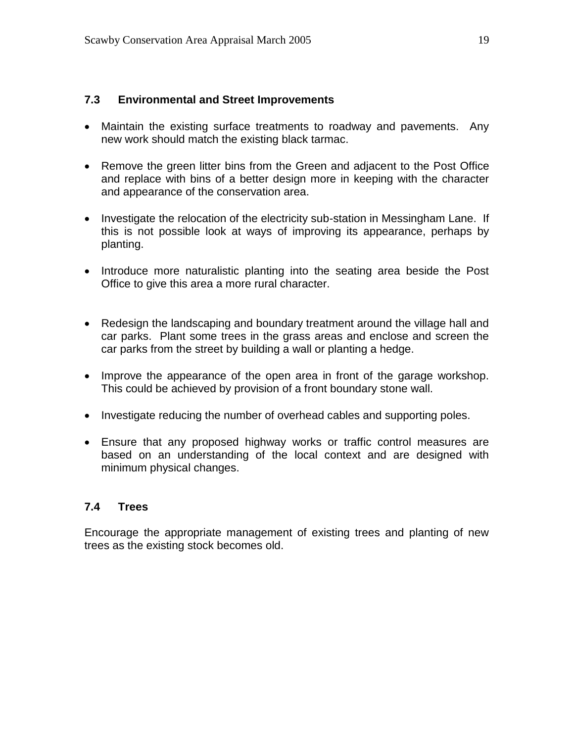### 7.3 Environmental and Street Improvements

- Maintain the existing surface treatments to roadway and pavements. Any new work should match the existing black tarmac.
- Remove the green litter bins from the Green and adjacent to the Post Office and replace with bins of a better design more in keeping with the character and appearance of the conservation area.
- Investigate the relocation of the electricity sub-station in Messingham Lane. If this is not possible look at ways of improving its appearance, perhaps by planting.
- Introduce more naturalistic planting into the seating area beside the Post Office to give this area a more rural character.
- Redesign the landscaping and boundary treatment around the village hall and car parks. Plant some trees in the grass areas and enclose and screen the car parks from the street by building a wall or planting a hedge.
- Improve the appearance of the open area in front of the garage workshop. This could be achieved by provision of a front boundary stone wall.
- Investigate reducing the number of overhead cables and supporting poles.
- Ensure that any proposed highway works or traffic control measures are based on an understanding of the local context and are designed with minimum physical changes.

### 7.4 Trees

Encourage the appropriate management of existing trees and planting of new trees as the existing stock becomes old.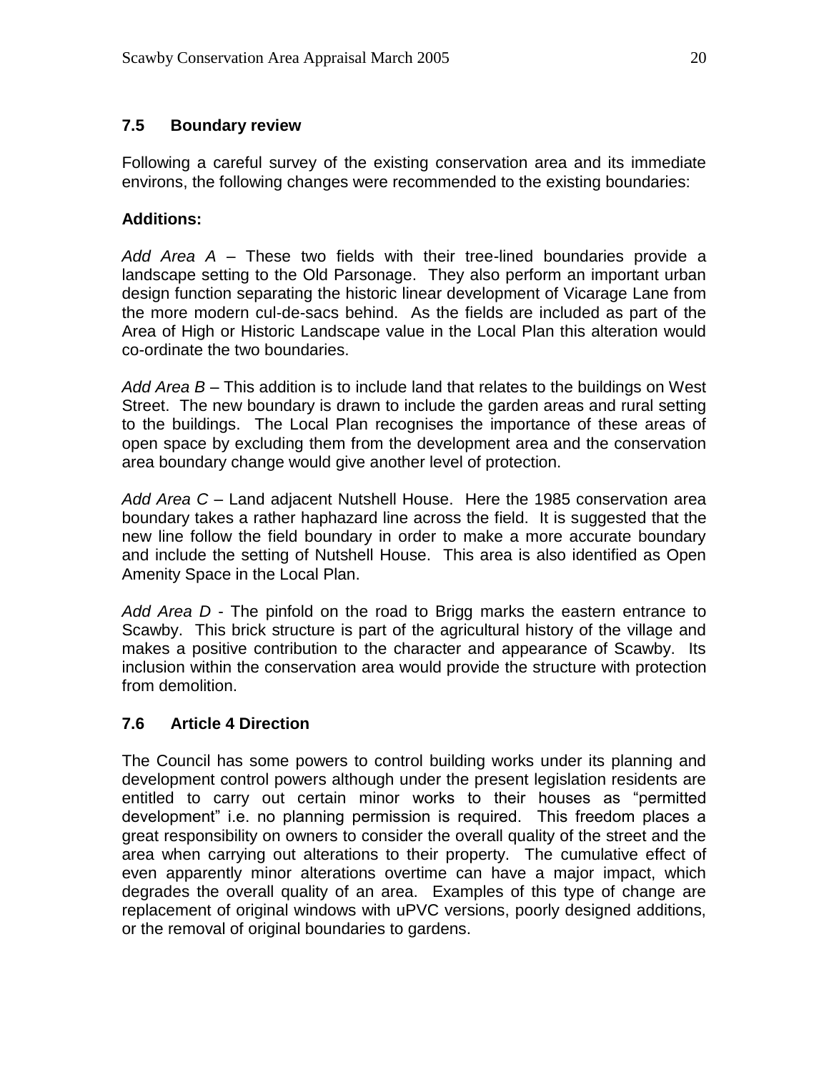### 7.5 Boundary review

Following a careful survey of the existing conservation area and its immediate environs, the following changes were recommended to the existing boundaries:

**Additions:**

*Add Area A* – These two fields with their tree-lined boundaries provide a landscape setting to the Old Parsonage. They also perform an important urban design function separating the historic linear development of Vicarage Lane from the more modern cul-de-sacs behind. As the fields are included as part of the Area of High or Historic Landscape value in the Local Plan this alteration would co-ordinate the two boundaries.

*Add Area B* – This addition is to include land that relates to the buildings on West Street. The new boundary is drawn to include the garden areas and rural setting to the buildings. The Local Plan recognises the importance of these areas of open space by excluding them from the development area and the conservation area boundary change would give another level of protection.

*Add Area C* – Land adjacent Nutshell House. Here the 1985 conservation area boundary takes a rather haphazard line across the field. It is suggested that the new line follow the field boundary in order to make a more accurate boundary and include the setting of Nutshell House. This area is also identified as Open Amenity Space in the Local Plan.

*Add Area D* - The pinfold on the road to Brigg marks the eastern entrance to Scawby. This brick structure is part of the agricultural history of the village and makes a positive contribution to the character and appearance of Scawby. Its inclusion within the conservation area would provide the structure with protection from demolition.

### 7.6 Article 4 Direction

The Council has some powers to control building works under its planning and development control powers although under the present legislation residents are entitled to carry out certain minor works to their houses as "permitted development" i.e. no planning permission is required. This freedom places a great responsibility on owners to consider the overall quality of the street and the area when carrying out alterations to their property. The cumulative effect of even apparently minor alterations overtime can have a major impact, which degrades the overall quality of an area. Examples of this type of change are replacement of original windows with uPVC versions, poorly designed additions, or the removal of original boundaries to gardens.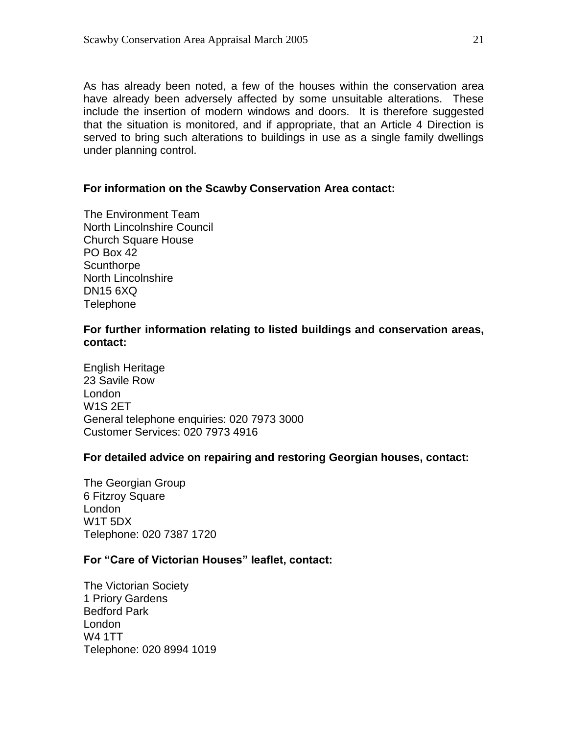As has already been noted, a few of the houses within the conservation area have already been adversely affected by some unsuitable alterations. These include the insertion of modern windows and doors. It is therefore suggested that the situation is monitored, and if appropriate, that an Article 4 Direction is served to bring such alterations to buildings in use as a single family dwellings under planning control.

**For information on the Scawby Conservation Area contact:**

The Environment Team
North Lincolnshire Council
Church Square House
PO Box 42
Scunthorpe
North Lincolnshire
DN15 6XQ
Telephone

**For further information relating to listed buildings and conservation areas, contact:**

English Heritage
23 Savile Row
London
W1S 2ET
General telephone enquiries: 020 7973 3000
Customer Services: 020 7973 4916

**For detailed advice on repairing and restoring Georgian houses, contact:**

The Georgian Group
6 Fitzroy Square
London
W1T 5DX
Telephone: 020 7387 1720

**For "Care of Victorian Houses" leaflet, contact:**

The Victorian Society
1 Priory Gardens
Bedford Park
London
W4 1TT
Telephone: 020 8994 1019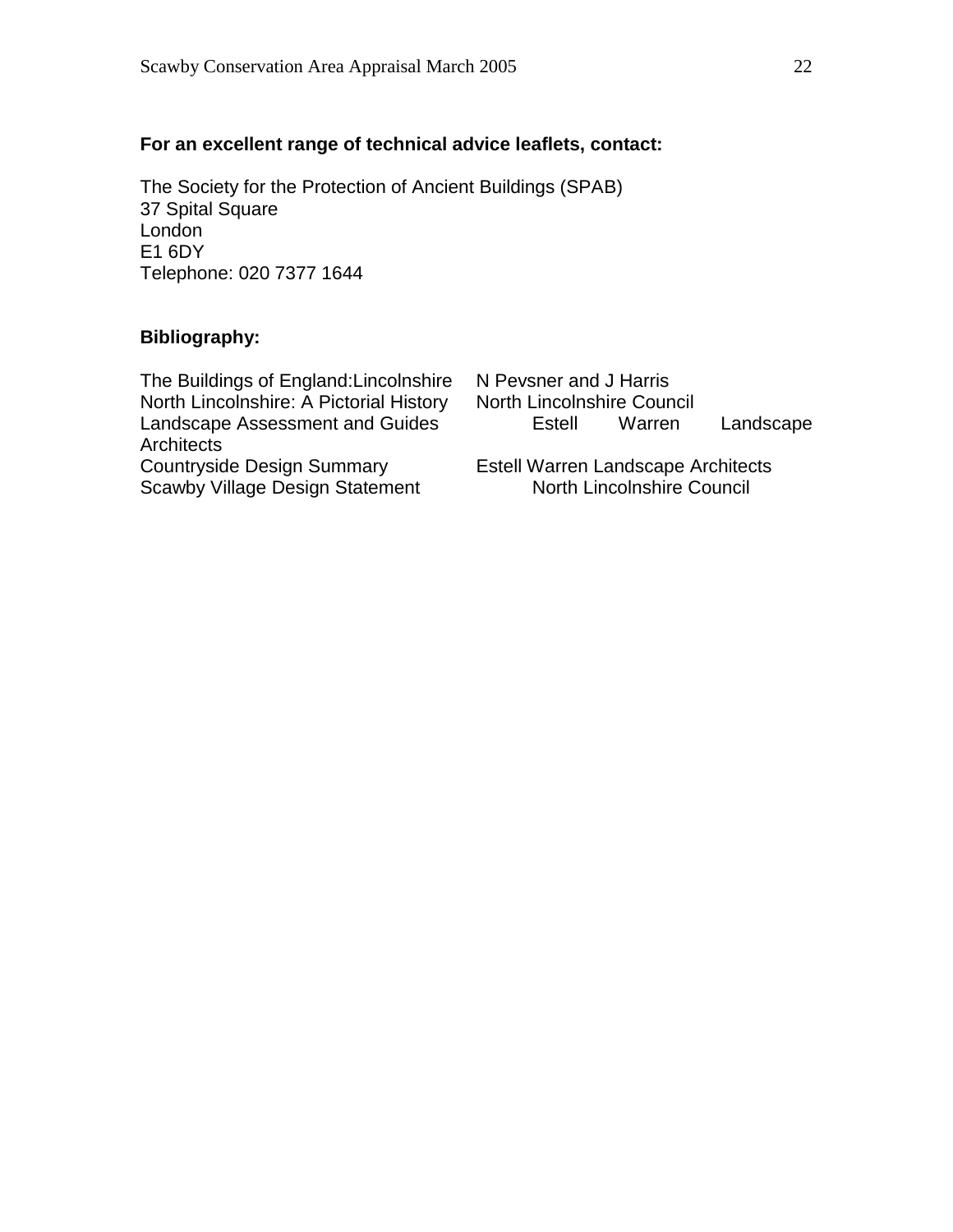**For an excellent range of technical advice leaflets, contact:**

The Society for the Protection of Ancient Buildings (SPAB)
37 Spital Square
London
E1 6DY
Telephone: 020 7377 1644

**Bibliography:**

| | |
|---|---|
| The Buildings of England:Lincolnshire | N Pevsner and J Harris |
| North Lincolnshire: A Pictorial History | North Lincolnshire Council |
| Landscape Assessment and Guides | Estell Warren Landscape Architects |
| Countryside Design Summary | Estell Warren Landscape Architects |
| Scawby Village Design Statement | North Lincolnshire Council |